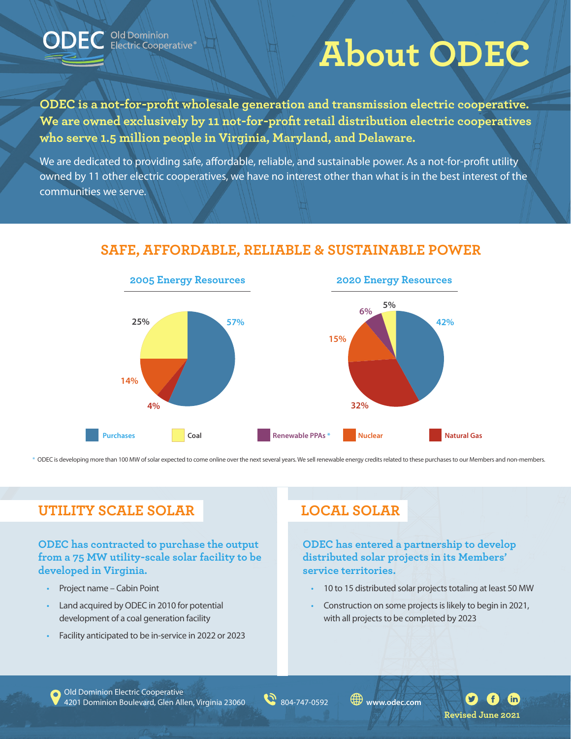ODEC Old Dominion Electric Cooperative®

# About ODEC

**ODEC is a not-for-profit wholesale generation and transmission electric cooperative. We are owned exclusively by 11 not-for-profit retail distribution electric cooperatives who serve 1.5 million people in Virginia, Maryland, and Delaware.**

We are dedicated to providing safe, affordable, reliable, and sustainable power. As a not-for-profit utility owned by 11 other electric cooperatives, we have no interest other than what is in the best interest of the communities we serve.

## SAFE, AFFORDABLE, RELIABLE & SUSTAINABLE POWER

### 2005 Energy Resources

| Resource | Share |
| --- | --- |
| Purchases | 57% |
| Coal | 25% |
| Nuclear | 14% |
| Natural Gas | 4% |

### 2020 Energy Resources

| Resource | Share |
| --- | --- |
| Purchases | 42% |
| Natural Gas | 32% |
| Nuclear | 15% |
| Renewable PPAs * | 6% |
| Coal | 5% |

\* ODEC is developing more than 100 MW of solar expected to come online over the next several years. We sell renewable energy credits related to these purchases to our Members and non-members.

## UTILITY SCALE SOLAR

**ODEC has contracted to purchase the output from a 75 MW utility-scale solar facility to be developed in Virginia.**

- Project name – Cabin Point
- Land acquired by ODEC in 2010 for potential development of a coal generation facility
- Facility anticipated to be in-service in 2022 or 2023

## LOCAL SOLAR

**ODEC has entered a partnership to develop distributed solar projects in its Members' service territories.**

- 10 to 15 distributed solar projects totaling at least 50 MW
- Construction on some projects is likely to begin in 2021, with all projects to be completed by 2023

Old Dominion Electric Cooperative
4201 Dominion Boulevard, Glen Allen, Virginia 23060

804-747-0592

www.odec.com

Revised June 2021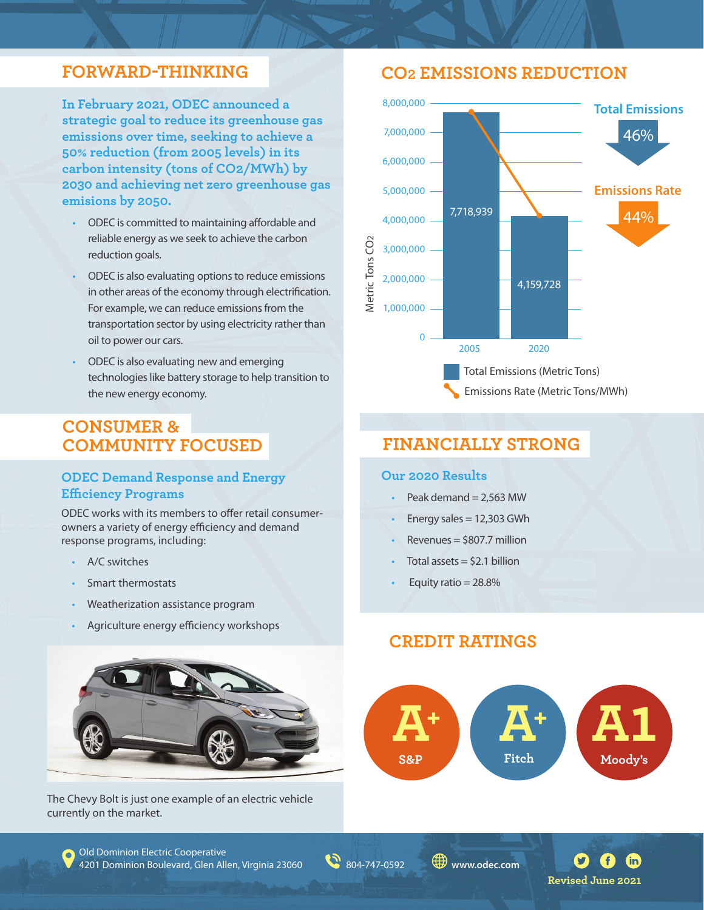## FORWARD-THINKING

**In February 2021, ODEC announced a strategic goal to reduce its greenhouse gas emissions over time, seeking to achieve a 50% reduction (from 2005 levels) in its carbon intensity (tons of CO2/MWh) by 2030 and achieving net zero greenhouse gas emisions by 2050.**

- ODEC is committed to maintaining affordable and reliable energy as we seek to achieve the carbon reduction goals.
- ODEC is also evaluating options to reduce emissions in other areas of the economy through electrification. For example, we can reduce emissions from the transportation sector by using electricity rather than oil to power our cars.
- ODEC is also evaluating new and emerging technologies like battery storage to help transition to the new energy economy.

## CONSUMER & COMMUNITY FOCUSED

### ODEC Demand Response and Energy Efficiency Programs

ODEC works with its members to offer retail consumer-owners a variety of energy efficiency and demand response programs, including:

- A/C switches
- Smart thermostats
- Weatherization assistance program
- Agriculture energy efficiency workshops

The Chevy Bolt is just one example of an electric vehicle currently on the market.

## $CO_2$ EMISSIONS REDUCTION

8,000,000
7,000,000
6,000,000
5,000,000
4,000,000
3,000,000
2,000,000
1,000,000
0

Metric Tons CO2

7,718,939
4,159,728

2005
2020

Total Emissions 46%

Emissions Rate 44%

Total Emissions (Metric Tons)
Emissions Rate (Metric Tons/MWh)

## FINANCIALLY STRONG

### Our 2020 Results

- Peak demand = 2,563 MW
- Energy sales = 12,303 GWh
- Revenues = $807.7 million
- Total assets = $2.1 billion
- Equity ratio = 28.8%

## CREDIT RATINGS

- A+ S&P
- A+ Fitch
- A1 Moody's

Old Dominion Electric Cooperative
4201 Dominion Boulevard, Glen Allen, Virginia 23060

804-747-0592

www.odec.com

Revised June 2021